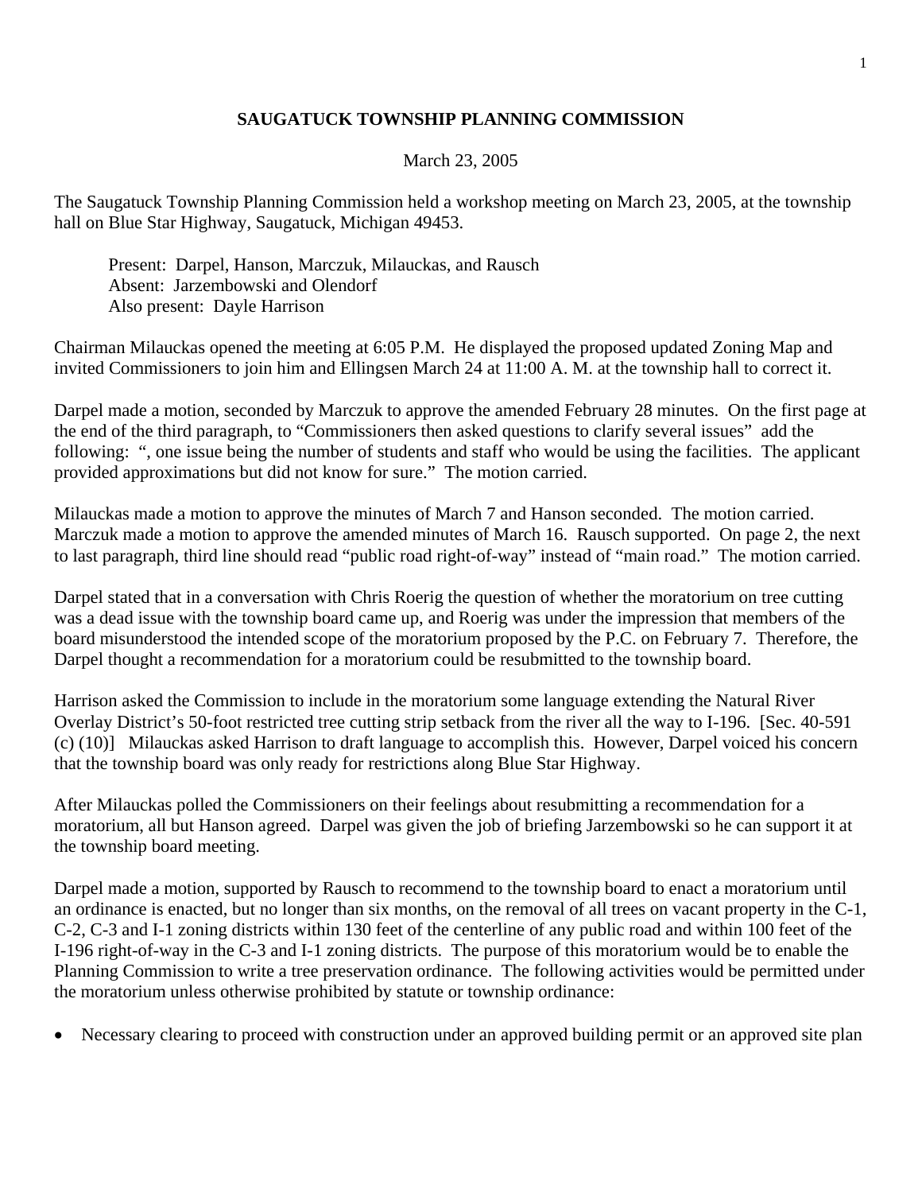# SAUGATUCK TOWNSHIP PLANNING COMMISSION

March 23, 2005

The Saugatuck Township Planning Commission held a workshop meeting on March 23, 2005, at the township hall on Blue Star Highway, Saugatuck, Michigan 49453.

Present: Darpel, Hanson, Marczuk, Milauckas, and Rausch
Absent: Jarzembowski and Olendorf
Also present: Dayle Harrison

Chairman Milauckas opened the meeting at 6:05 P.M. He displayed the proposed updated Zoning Map and invited Commissioners to join him and Ellingsen March 24 at 11:00 A. M. at the township hall to correct it.

Darpel made a motion, seconded by Marczuk to approve the amended February 28 minutes. On the first page at the end of the third paragraph, to "Commissioners then asked questions to clarify several issues" add the following: ", one issue being the number of students and staff who would be using the facilities. The applicant provided approximations but did not know for sure." The motion carried.

Milauckas made a motion to approve the minutes of March 7 and Hanson seconded. The motion carried. Marczuk made a motion to approve the amended minutes of March 16. Rausch supported. On page 2, the next to last paragraph, third line should read "public road right-of-way" instead of "main road." The motion carried.

Darpel stated that in a conversation with Chris Roerig the question of whether the moratorium on tree cutting was a dead issue with the township board came up, and Roerig was under the impression that members of the board misunderstood the intended scope of the moratorium proposed by the P.C. on February 7. Therefore, the Darpel thought a recommendation for a moratorium could be resubmitted to the township board.

Harrison asked the Commission to include in the moratorium some language extending the Natural River Overlay District's 50-foot restricted tree cutting strip setback from the river all the way to I-196. [Sec. 40-591 (c) (10)] Milauckas asked Harrison to draft language to accomplish this. However, Darpel voiced his concern that the township board was only ready for restrictions along Blue Star Highway.

After Milauckas polled the Commissioners on their feelings about resubmitting a recommendation for a moratorium, all but Hanson agreed. Darpel was given the job of briefing Jarzembowski so he can support it at the township board meeting.

Darpel made a motion, supported by Rausch to recommend to the township board to enact a moratorium until an ordinance is enacted, but no longer than six months, on the removal of all trees on vacant property in the C-1, C-2, C-3 and I-1 zoning districts within 130 feet of the centerline of any public road and within 100 feet of the I-196 right-of-way in the C-3 and I-1 zoning districts. The purpose of this moratorium would be to enable the Planning Commission to write a tree preservation ordinance. The following activities would be permitted under the moratorium unless otherwise prohibited by statute or township ordinance:

- Necessary clearing to proceed with construction under an approved building permit or an approved site plan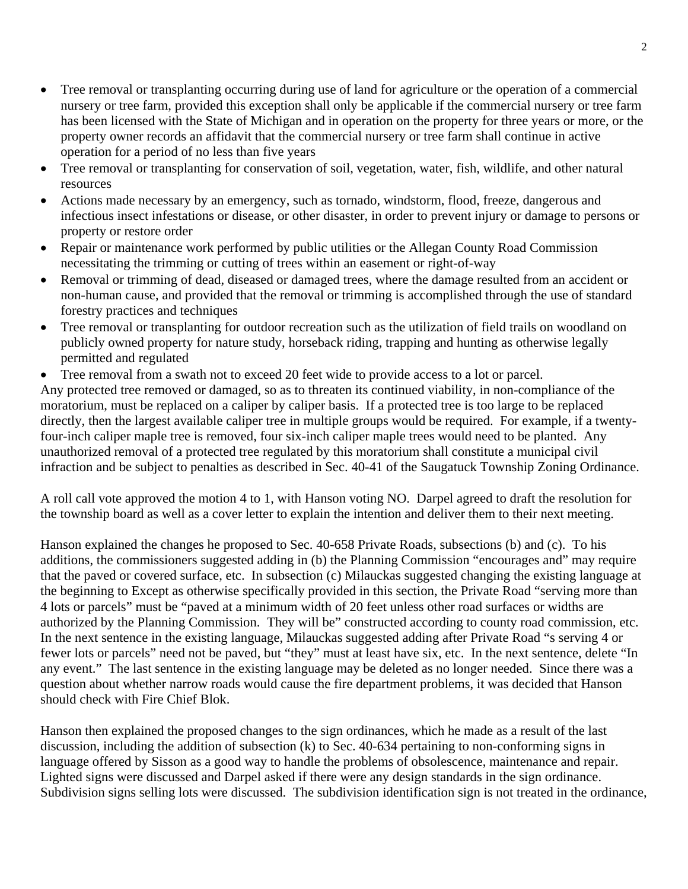- Tree removal or transplanting occurring during use of land for agriculture or the operation of a commercial nursery or tree farm, provided this exception shall only be applicable if the commercial nursery or tree farm has been licensed with the State of Michigan and in operation on the property for three years or more, or the property owner records an affidavit that the commercial nursery or tree farm shall continue in active operation for a period of no less than five years
- Tree removal or transplanting for conservation of soil, vegetation, water, fish, wildlife, and other natural resources
- Actions made necessary by an emergency, such as tornado, windstorm, flood, freeze, dangerous and infectious insect infestations or disease, or other disaster, in order to prevent injury or damage to persons or property or restore order
- Repair or maintenance work performed by public utilities or the Allegan County Road Commission necessitating the trimming or cutting of trees within an easement or right-of-way
- Removal or trimming of dead, diseased or damaged trees, where the damage resulted from an accident or non-human cause, and provided that the removal or trimming is accomplished through the use of standard forestry practices and techniques
- Tree removal or transplanting for outdoor recreation such as the utilization of field trails on woodland on publicly owned property for nature study, horseback riding, trapping and hunting as otherwise legally permitted and regulated
- Tree removal from a swath not to exceed 20 feet wide to provide access to a lot or parcel.

Any protected tree removed or damaged, so as to threaten its continued viability, in non-compliance of the moratorium, must be replaced on a caliper by caliper basis. If a protected tree is too large to be replaced directly, then the largest available caliper tree in multiple groups would be required. For example, if a twenty-four-inch caliper maple tree is removed, four six-inch caliper maple trees would need to be planted. Any unauthorized removal of a protected tree regulated by this moratorium shall constitute a municipal civil infraction and be subject to penalties as described in Sec. 40-41 of the Saugatuck Township Zoning Ordinance.

A roll call vote approved the motion 4 to 1, with Hanson voting NO. Darpel agreed to draft the resolution for the township board as well as a cover letter to explain the intention and deliver them to their next meeting.

Hanson explained the changes he proposed to Sec. 40-658 Private Roads, subsections (b) and (c). To his additions, the commissioners suggested adding in (b) the Planning Commission "encourages and" may require that the paved or covered surface, etc. In subsection (c) Milauckas suggested changing the existing language at the beginning to Except as otherwise specifically provided in this section, the Private Road "serving more than 4 lots or parcels" must be "paved at a minimum width of 20 feet unless other road surfaces or widths are authorized by the Planning Commission. They will be" constructed according to county road commission, etc. In the next sentence in the existing language, Milauckas suggested adding after Private Road "s serving 4 or fewer lots or parcels" need not be paved, but "they" must at least have six, etc. In the next sentence, delete "In any event." The last sentence in the existing language may be deleted as no longer needed. Since there was a question about whether narrow roads would cause the fire department problems, it was decided that Hanson should check with Fire Chief Blok.

Hanson then explained the proposed changes to the sign ordinances, which he made as a result of the last discussion, including the addition of subsection (k) to Sec. 40-634 pertaining to non-conforming signs in language offered by Sisson as a good way to handle the problems of obsolescence, maintenance and repair. Lighted signs were discussed and Darpel asked if there were any design standards in the sign ordinance. Subdivision signs selling lots were discussed. The subdivision identification sign is not treated in the ordinance,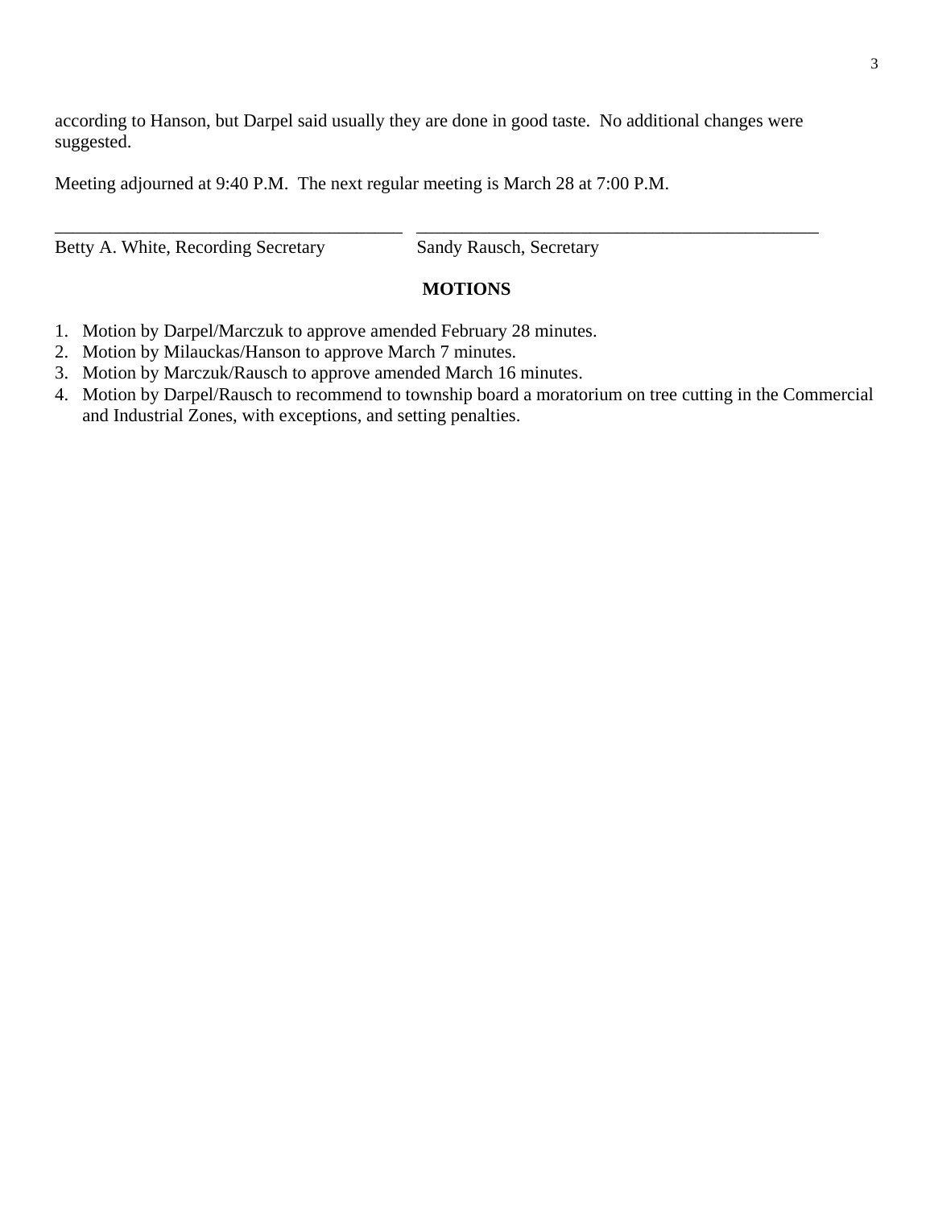according to Hanson, but Darpel said usually they are done in good taste. No additional changes were suggested.

Meeting adjourned at 9:40 P.M. The next regular meeting is March 28 at 7:00 P.M.

| | |
|---|---|
| ______________________________________ | ____________________________________________ |
| Betty A. White, Recording Secretary | Sandy Rausch, Secretary |

**MOTIONS**

1. Motion by Darpel/Marczuk to approve amended February 28 minutes.
2. Motion by Milauckas/Hanson to approve March 7 minutes.
3. Motion by Marczuk/Rausch to approve amended March 16 minutes.
4. Motion by Darpel/Rausch to recommend to township board a moratorium on tree cutting in the Commercial and Industrial Zones, with exceptions, and setting penalties.